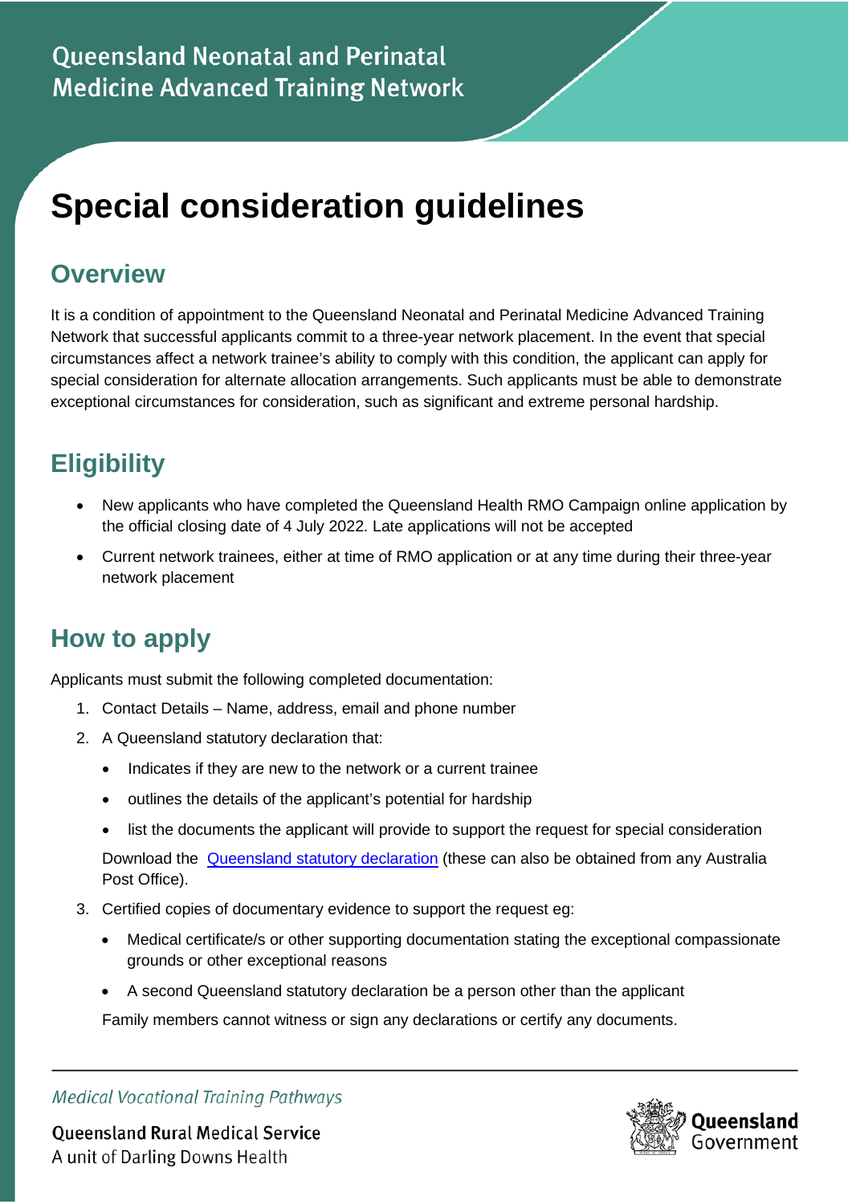Queensland Neonatal and Perinatal Medicine Advanced Training Network

# Special consideration guidelines

## Overview

It is a condition of appointment to the Queensland Neonatal and Perinatal Medicine Advanced Training Network that successful applicants commit to a three-year network placement. In the event that special circumstances affect a network trainee's ability to comply with this condition, the applicant can apply for special consideration for alternate allocation arrangements. Such applicants must be able to demonstrate exceptional circumstances for consideration, such as significant and extreme personal hardship.

## Eligibility

- New applicants who have completed the Queensland Health RMO Campaign online application by the official closing date of 4 July 2022. Late applications will not be accepted
- Current network trainees, either at time of RMO application or at any time during their three-year network placement

## How to apply

Applicants must submit the following completed documentation:

1. Contact Details – Name, address, email and phone number
2. A Queensland statutory declaration that:
   - Indicates if they are new to the network or a current trainee
   - outlines the details of the applicant's potential for hardship
   - list the documents the applicant will provide to support the request for special consideration

   Download the Queensland statutory declaration (these can also be obtained from any Australia Post Office).
3. Certified copies of documentary evidence to support the request eg:
   - Medical certificate/s or other supporting documentation stating the exceptional compassionate grounds or other exceptional reasons
   - A second Queensland statutory declaration be a person other than the applicant

   Family members cannot witness or sign any declarations or certify any documents.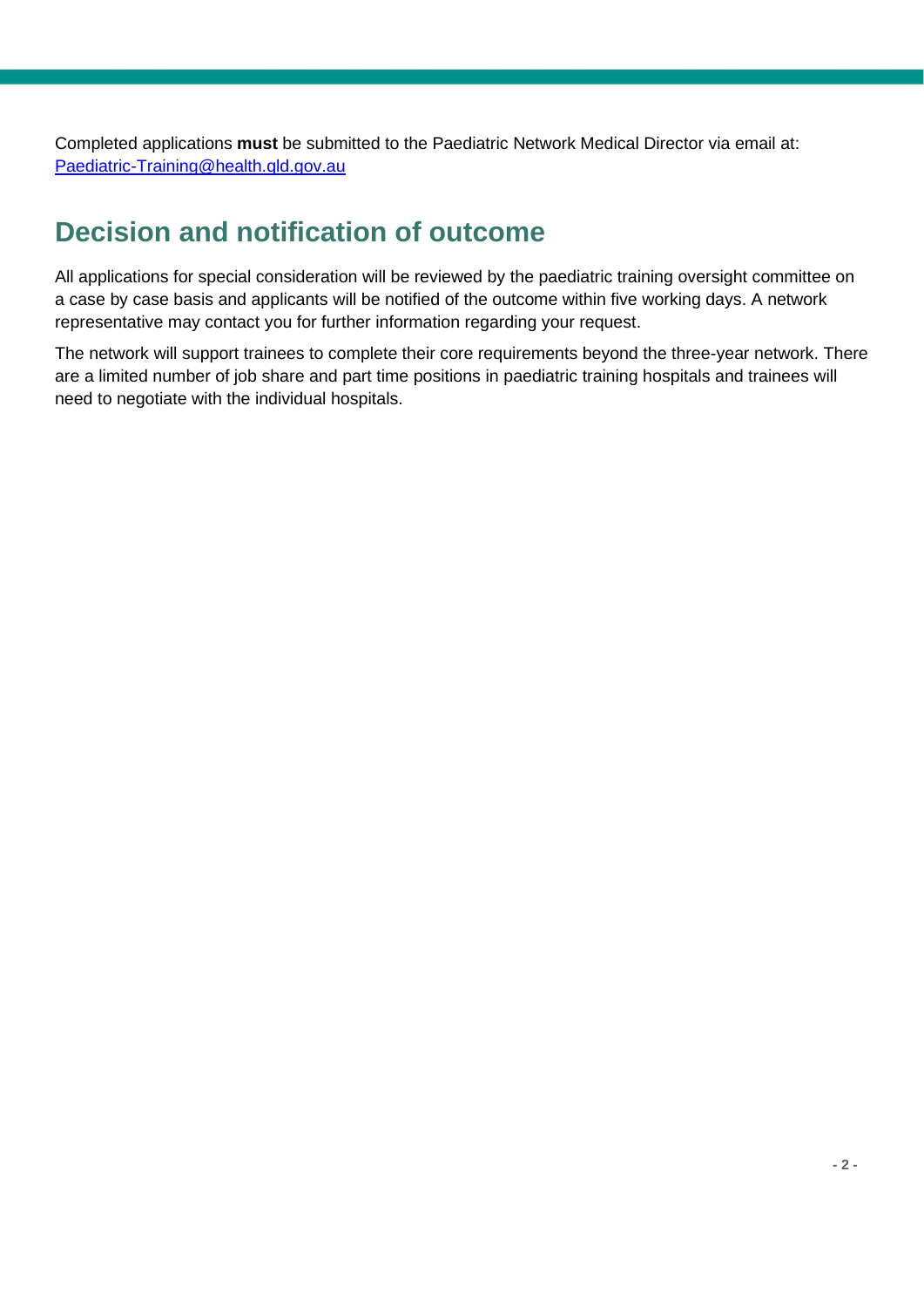Completed applications **must** be submitted to the Paediatric Network Medical Director via email at: [Paediatric-Training@health.qld.gov.au](mailto:Paediatric-Training@health.qld.gov.au)

## Decision and notification of outcome

All applications for special consideration will be reviewed by the paediatric training oversight committee on a case by case basis and applicants will be notified of the outcome within five working days. A network representative may contact you for further information regarding your request.

The network will support trainees to complete their core requirements beyond the three-year network. There are a limited number of job share and part time positions in paediatric training hospitals and trainees will need to negotiate with the individual hospitals.